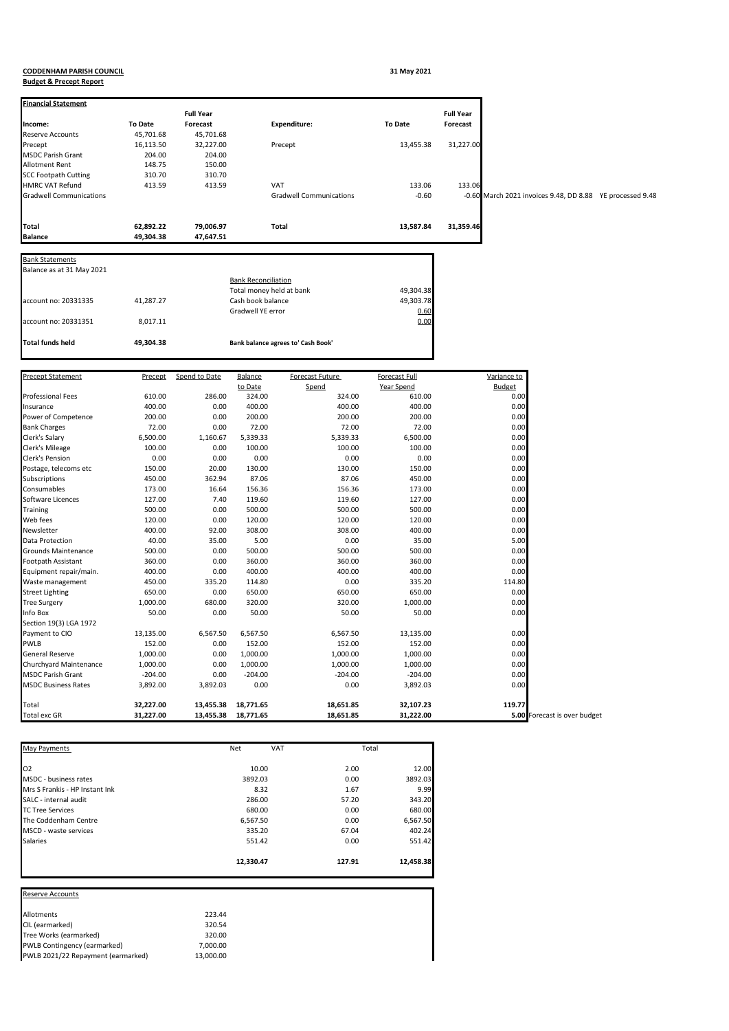**CODDENHAM PARISH COUNCIL** **31 May 2021**

**Budget & Precept Report**

**Financial Statement**

| Income: | To Date | Full Year Forecast | Expenditure: | To Date | Full Year Forecast | |
|---|---|---|---|---|---|---|
| Reserve Accounts | 45,701.68 | 45,701.68 | | | | |
| Precept | 16,113.50 | 32,227.00 | Precept | 13,455.38 | 31,227.00 | |
| MSDC Parish Grant | 204.00 | 204.00 | | | | |
| Allotment Rent | 148.75 | 150.00 | | | | |
| SCC Footpath Cutting | 310.70 | 310.70 | | | | |
| HMRC VAT Refund | 413.59 | 413.59 | VAT | 133.06 | 133.06 | |
| Gradwell Communications | | | Gradwell Communications | -0.60 | -0.60 | March 2021 invoices 9.48, DD 8.88 YE processed 9.48 |
| **Total** | **62,892.22** | **79,006.97** | **Total** | **13,587.84** | **31,359.46** | |
| **Balance** | **49,304.38** | **47,647.51** | | | | |

Bank Statements

Balance as at 31 May 2021

| | | Bank Reconciliation | |
|---|---|---|---|
| | | Total money held at bank | 49,304.38 |
| account no: 20331335 | 41,287.27 | Cash book balance | 49,303.78 |
| | | Gradwell YE error | 0.60 |
| account no: 20331351 | 8,017.11 | | 0.00 |
| **Total funds held** | **49,304.38** | **Bank balance agrees to' Cash Book'** | |

| Precept Statement | Precept | Spend to Date | Balance to Date | Forecast Future Spend | Forecast Full Year Spend | Variance to Budget | |
|---|---|---|---|---|---|---|---|
| Professional Fees | 610.00 | 286.00 | 324.00 | 324.00 | 610.00 | 0.00 | |
| Insurance | 400.00 | 0.00 | 400.00 | 400.00 | 400.00 | 0.00 | |
| Power of Competence | 200.00 | 0.00 | 200.00 | 200.00 | 200.00 | 0.00 | |
| Bank Charges | 72.00 | 0.00 | 72.00 | 72.00 | 72.00 | 0.00 | |
| Clerk's Salary | 6,500.00 | 1,160.67 | 5,339.33 | 5,339.33 | 6,500.00 | 0.00 | |
| Clerk's Mileage | 100.00 | 0.00 | 100.00 | 100.00 | 100.00 | 0.00 | |
| Clerk's Pension | 0.00 | 0.00 | 0.00 | 0.00 | 0.00 | 0.00 | |
| Postage, telecoms etc | 150.00 | 20.00 | 130.00 | 130.00 | 150.00 | 0.00 | |
| Subscriptions | 450.00 | 362.94 | 87.06 | 87.06 | 450.00 | 0.00 | |
| Consumables | 173.00 | 16.64 | 156.36 | 156.36 | 173.00 | 0.00 | |
| Software Licences | 127.00 | 7.40 | 119.60 | 119.60 | 127.00 | 0.00 | |
| Training | 500.00 | 0.00 | 500.00 | 500.00 | 500.00 | 0.00 | |
| Web fees | 120.00 | 0.00 | 120.00 | 120.00 | 120.00 | 0.00 | |
| Newsletter | 400.00 | 92.00 | 308.00 | 308.00 | 400.00 | 0.00 | |
| Data Protection | 40.00 | 35.00 | 5.00 | 0.00 | 35.00 | 5.00 | |
| Grounds Maintenance | 500.00 | 0.00 | 500.00 | 500.00 | 500.00 | 0.00 | |
| Footpath Assistant | 360.00 | 0.00 | 360.00 | 360.00 | 360.00 | 0.00 | |
| Equipment repair/main. | 400.00 | 0.00 | 400.00 | 400.00 | 400.00 | 0.00 | |
| Waste management | 450.00 | 335.20 | 114.80 | 0.00 | 335.20 | 114.80 | |
| Street Lighting | 650.00 | 0.00 | 650.00 | 650.00 | 650.00 | 0.00 | |
| Tree Surgery | 1,000.00 | 680.00 | 320.00 | 320.00 | 1,000.00 | 0.00 | |
| Info Box | 50.00 | 0.00 | 50.00 | 50.00 | 50.00 | 0.00 | |
| Section 19(3) LGA 1972 | | | | | | | |
| Payment to CIO | 13,135.00 | 6,567.50 | 6,567.50 | 6,567.50 | 13,135.00 | 0.00 | |
| PWLB | 152.00 | 0.00 | 152.00 | 152.00 | 152.00 | 0.00 | |
| General Reserve | 1,000.00 | 0.00 | 1,000.00 | 1,000.00 | 1,000.00 | 0.00 | |
| Churchyard Maintenance | 1,000.00 | 0.00 | 1,000.00 | 1,000.00 | 1,000.00 | 0.00 | |
| MSDC Parish Grant | -204.00 | 0.00 | -204.00 | -204.00 | -204.00 | 0.00 | |
| MSDC Business Rates | 3,892.00 | 3,892.03 | 0.00 | 0.00 | 3,892.03 | 0.00 | |
| Total | **32,227.00** | **13,455.38** | **18,771.65** | **18,651.85** | **32,107.23** | **119.77** | |
| Total exc GR | **31,227.00** | **13,455.38** | **18,771.65** | **18,651.85** | **31,222.00** | **5.00** | Forecast is over budget |

| May Payments | Net | VAT | Total |
|---|---|---|---|
| O2 | 10.00 | 2.00 | 12.00 |
| MSDC - business rates | 3892.03 | 0.00 | 3892.03 |
| Mrs S Frankis - HP Instant Ink | 8.32 | 1.67 | 9.99 |
| SALC - internal audit | 286.00 | 57.20 | 343.20 |
| TC Tree Services | 680.00 | 0.00 | 680.00 |
| The Coddenham Centre | 6,567.50 | 0.00 | 6,567.50 |
| MSCD - waste services | 335.20 | 67.04 | 402.24 |
| Salaries | 551.42 | 0.00 | 551.42 |
| | **12,330.47** | **127.91** | **12,458.38** |

| Reserve Accounts | |
|---|---|
| Allotments | 223.44 |
| CIL (earmarked) | 320.54 |
| Tree Works (earmarked) | 320.00 |
| PWLB Contingency (earmarked) | 7,000.00 |
| PWLB 2021/22 Repayment (earmarked) | 13,000.00 |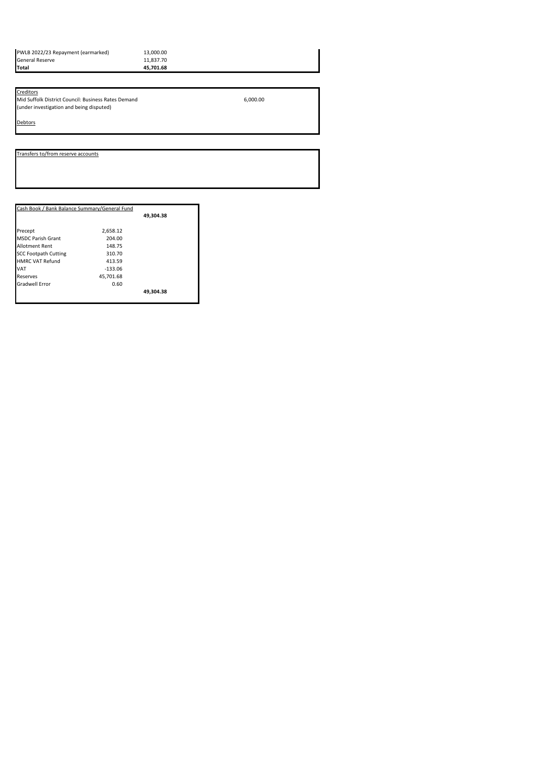| | |
|---|---|
| PWLB 2022/23 Repayment (earmarked) | 13,000.00 |
| General Reserve | 11,837.70 |
| **Total** | **45,701.68** |

Creditors

| | |
|---|---|
| Mid Suffolk District Council: Business Rates Demand (under investigation and being disputed) | 6,000.00 |

Debtors

Transfers to/from reserve accounts

Cash Book / Bank Balance Summary/General Fund

| | | |
|---|---|---|
| | | **49,304.38** |
| Precept | 2,658.12 | |
| MSDC Parish Grant | 204.00 | |
| Allotment Rent | 148.75 | |
| SCC Footpath Cutting | 310.70 | |
| HMRC VAT Refund | 413.59 | |
| VAT | -133.06 | |
| Reserves | 45,701.68 | |
| Gradwell Error | 0.60 | |
| | | **49,304.38** |